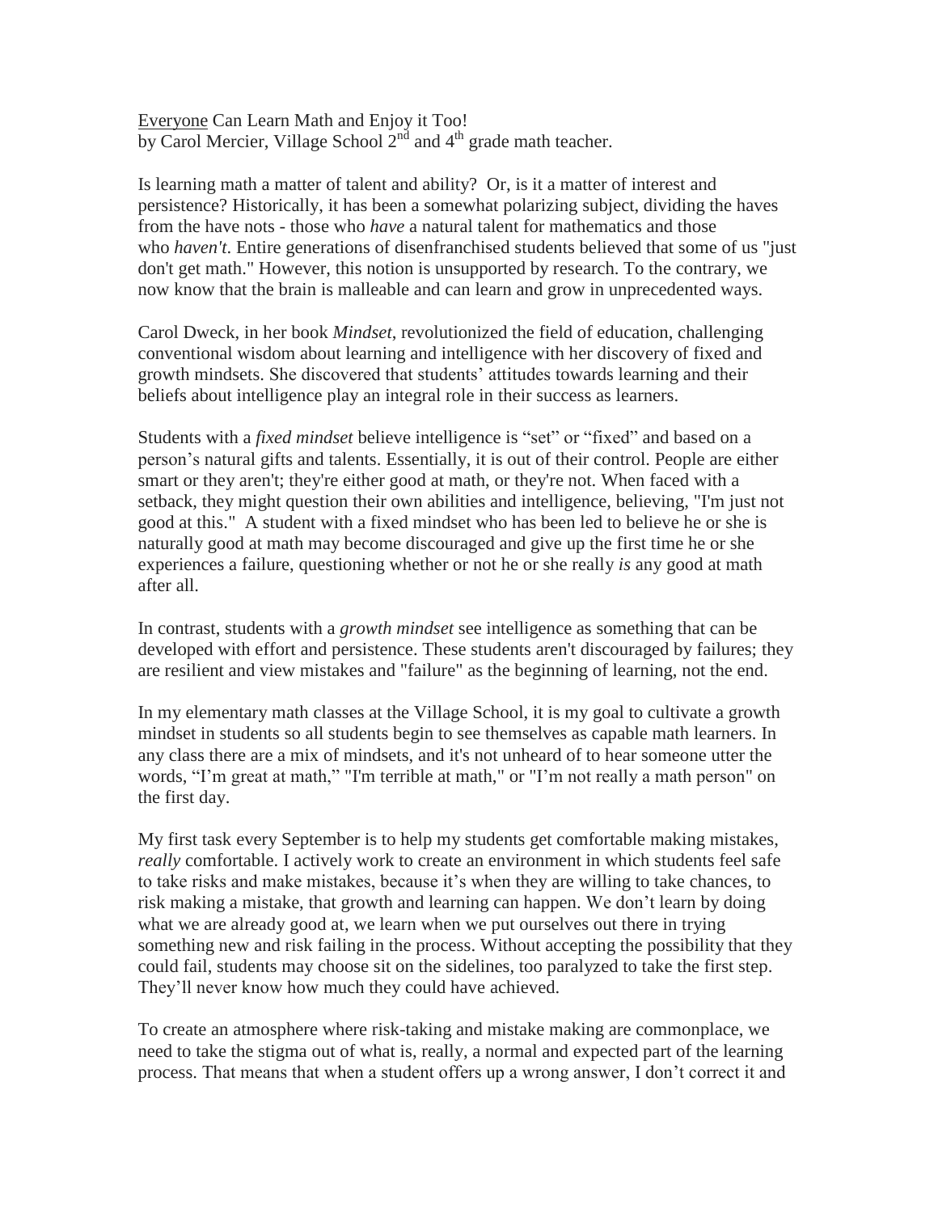<u>Everyone</u> Can Learn Math and Enjoy it Too!
by Carol Mercier, Village School 2nd and 4th grade math teacher.

Is learning math a matter of talent and ability? Or, is it a matter of interest and persistence? Historically, it has been a somewhat polarizing subject, dividing the haves from the have nots - those who *have* a natural talent for mathematics and those who *haven't*. Entire generations of disenfranchised students believed that some of us "just don't get math." However, this notion is unsupported by research. To the contrary, we now know that the brain is malleable and can learn and grow in unprecedented ways.

Carol Dweck, in her book *Mindset*, revolutionized the field of education, challenging conventional wisdom about learning and intelligence with her discovery of fixed and growth mindsets. She discovered that students' attitudes towards learning and their beliefs about intelligence play an integral role in their success as learners.

Students with a *fixed mindset* believe intelligence is "set" or "fixed" and based on a person's natural gifts and talents. Essentially, it is out of their control. People are either smart or they aren't; they're either good at math, or they're not. When faced with a setback, they might question their own abilities and intelligence, believing, "I'm just not good at this." A student with a fixed mindset who has been led to believe he or she is naturally good at math may become discouraged and give up the first time he or she experiences a failure, questioning whether or not he or she really *is* any good at math after all.

In contrast, students with a *growth mindset* see intelligence as something that can be developed with effort and persistence. These students aren't discouraged by failures; they are resilient and view mistakes and "failure" as the beginning of learning, not the end.

In my elementary math classes at the Village School, it is my goal to cultivate a growth mindset in students so all students begin to see themselves as capable math learners. In any class there are a mix of mindsets, and it's not unheard of to hear someone utter the words, "I'm great at math," "I'm terrible at math," or "I'm not really a math person" on the first day.

My first task every September is to help my students get comfortable making mistakes, *really* comfortable. I actively work to create an environment in which students feel safe to take risks and make mistakes, because it's when they are willing to take chances, to risk making a mistake, that growth and learning can happen. We don't learn by doing what we are already good at, we learn when we put ourselves out there in trying something new and risk failing in the process. Without accepting the possibility that they could fail, students may choose sit on the sidelines, too paralyzed to take the first step. They'll never know how much they could have achieved.

To create an atmosphere where risk-taking and mistake making are commonplace, we need to take the stigma out of what is, really, a normal and expected part of the learning process. That means that when a student offers up a wrong answer, I don't correct it and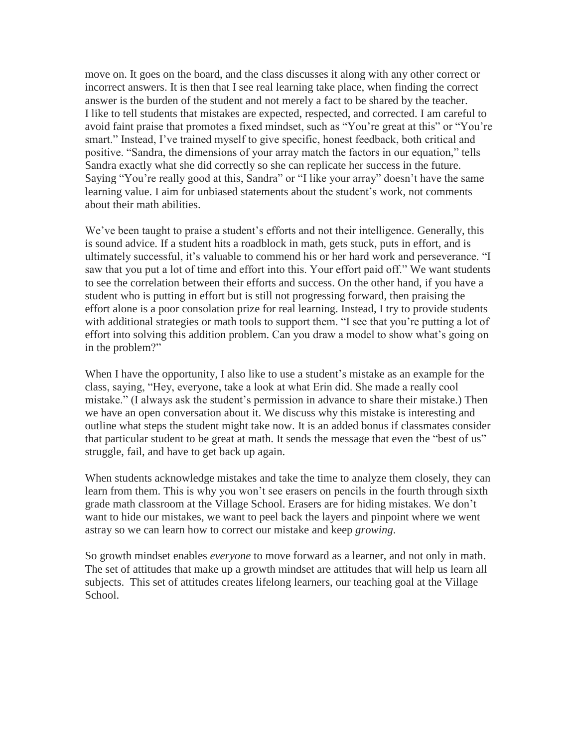move on. It goes on the board, and the class discusses it along with any other correct or incorrect answers. It is then that I see real learning take place, when finding the correct answer is the burden of the student and not merely a fact to be shared by the teacher.
I like to tell students that mistakes are expected, respected, and corrected. I am careful to avoid faint praise that promotes a fixed mindset, such as "You're great at this" or "You're smart." Instead, I've trained myself to give specific, honest feedback, both critical and positive. "Sandra, the dimensions of your array match the factors in our equation," tells Sandra exactly what she did correctly so she can replicate her success in the future. Saying "You're really good at this, Sandra" or "I like your array" doesn't have the same learning value. I aim for unbiased statements about the student's work, not comments about their math abilities.

We've been taught to praise a student's efforts and not their intelligence. Generally, this is sound advice. If a student hits a roadblock in math, gets stuck, puts in effort, and is ultimately successful, it's valuable to commend his or her hard work and perseverance. "I saw that you put a lot of time and effort into this. Your effort paid off." We want students to see the correlation between their efforts and success. On the other hand, if you have a student who is putting in effort but is still not progressing forward, then praising the effort alone is a poor consolation prize for real learning. Instead, I try to provide students with additional strategies or math tools to support them. "I see that you're putting a lot of effort into solving this addition problem. Can you draw a model to show what's going on in the problem?"

When I have the opportunity, I also like to use a student's mistake as an example for the class, saying, "Hey, everyone, take a look at what Erin did. She made a really cool mistake." (I always ask the student's permission in advance to share their mistake.) Then we have an open conversation about it. We discuss why this mistake is interesting and outline what steps the student might take now. It is an added bonus if classmates consider that particular student to be great at math. It sends the message that even the "best of us" struggle, fail, and have to get back up again.

When students acknowledge mistakes and take the time to analyze them closely, they can learn from them. This is why you won't see erasers on pencils in the fourth through sixth grade math classroom at the Village School. Erasers are for hiding mistakes. We don't want to hide our mistakes, we want to peel back the layers and pinpoint where we went astray so we can learn how to correct our mistake and keep *growing*.

So growth mindset enables *everyone* to move forward as a learner, and not only in math. The set of attitudes that make up a growth mindset are attitudes that will help us learn all subjects. This set of attitudes creates lifelong learners, our teaching goal at the Village School.